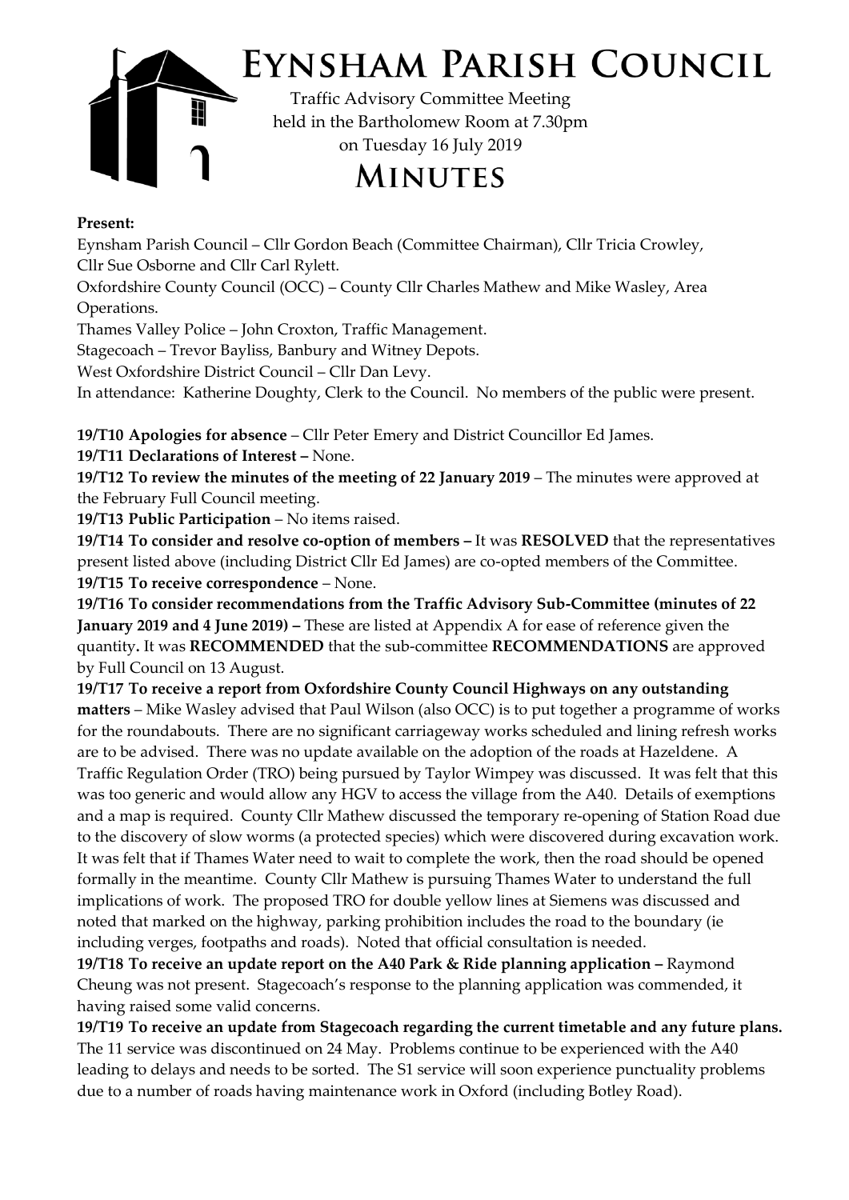# Eynsham Parish Council

Traffic Advisory Committee Meeting
held in the Bartholomew Room at 7.30pm
on Tuesday 16 July 2019

## Minutes

**Present:**

Eynsham Parish Council – Cllr Gordon Beach (Committee Chairman), Cllr Tricia Crowley, Cllr Sue Osborne and Cllr Carl Rylett.

Oxfordshire County Council (OCC) – County Cllr Charles Mathew and Mike Wasley, Area Operations.

Thames Valley Police – John Croxton, Traffic Management.

Stagecoach – Trevor Bayliss, Banbury and Witney Depots.

West Oxfordshire District Council – Cllr Dan Levy.

In attendance: Katherine Doughty, Clerk to the Council. No members of the public were present.

**19/T10 Apologies for absence** – Cllr Peter Emery and District Councillor Ed James.

**19/T11 Declarations of Interest –** None.

**19/T12 To review the minutes of the meeting of 22 January 2019** – The minutes were approved at the February Full Council meeting.

**19/T13 Public Participation** – No items raised.

**19/T14 To consider and resolve co-option of members –** It was **RESOLVED** that the representatives present listed above (including District Cllr Ed James) are co-opted members of the Committee.

**19/T15 To receive correspondence** – None.

**19/T16 To consider recommendations from the Traffic Advisory Sub-Committee (minutes of 22 January 2019 and 4 June 2019) –** These are listed at Appendix A for ease of reference given the quantity**.** It was **RECOMMENDED** that the sub-committee **RECOMMENDATIONS** are approved by Full Council on 13 August.

**19/T17 To receive a report from Oxfordshire County Council Highways on any outstanding matters** – Mike Wasley advised that Paul Wilson (also OCC) is to put together a programme of works for the roundabouts. There are no significant carriageway works scheduled and lining refresh works are to be advised. There was no update available on the adoption of the roads at Hazeldene. A Traffic Regulation Order (TRO) being pursued by Taylor Wimpey was discussed. It was felt that this was too generic and would allow any HGV to access the village from the A40. Details of exemptions and a map is required. County Cllr Mathew discussed the temporary re-opening of Station Road due to the discovery of slow worms (a protected species) which were discovered during excavation work. It was felt that if Thames Water need to wait to complete the work, then the road should be opened formally in the meantime. County Cllr Mathew is pursuing Thames Water to understand the full implications of work. The proposed TRO for double yellow lines at Siemens was discussed and noted that marked on the highway, parking prohibition includes the road to the boundary (ie including verges, footpaths and roads). Noted that official consultation is needed.

**19/T18 To receive an update report on the A40 Park & Ride planning application –** Raymond Cheung was not present. Stagecoach's response to the planning application was commended, it having raised some valid concerns.

**19/T19 To receive an update from Stagecoach regarding the current timetable and any future plans.** The 11 service was discontinued on 24 May. Problems continue to be experienced with the A40 leading to delays and needs to be sorted. The S1 service will soon experience punctuality problems due to a number of roads having maintenance work in Oxford (including Botley Road).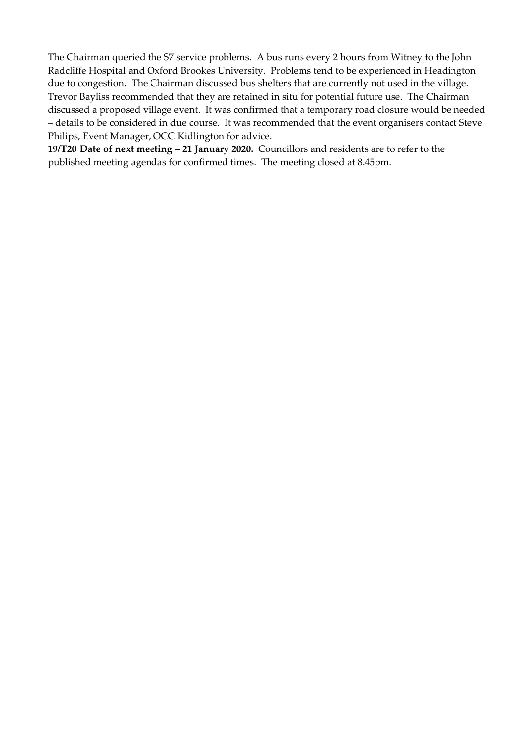The Chairman queried the S7 service problems. A bus runs every 2 hours from Witney to the John Radcliffe Hospital and Oxford Brookes University. Problems tend to be experienced in Headington due to congestion. The Chairman discussed bus shelters that are currently not used in the village. Trevor Bayliss recommended that they are retained in situ for potential future use. The Chairman discussed a proposed village event. It was confirmed that a temporary road closure would be needed – details to be considered in due course. It was recommended that the event organisers contact Steve Philips, Event Manager, OCC Kidlington for advice.

**19/T20 Date of next meeting – 21 January 2020.** Councillors and residents are to refer to the published meeting agendas for confirmed times. The meeting closed at 8.45pm.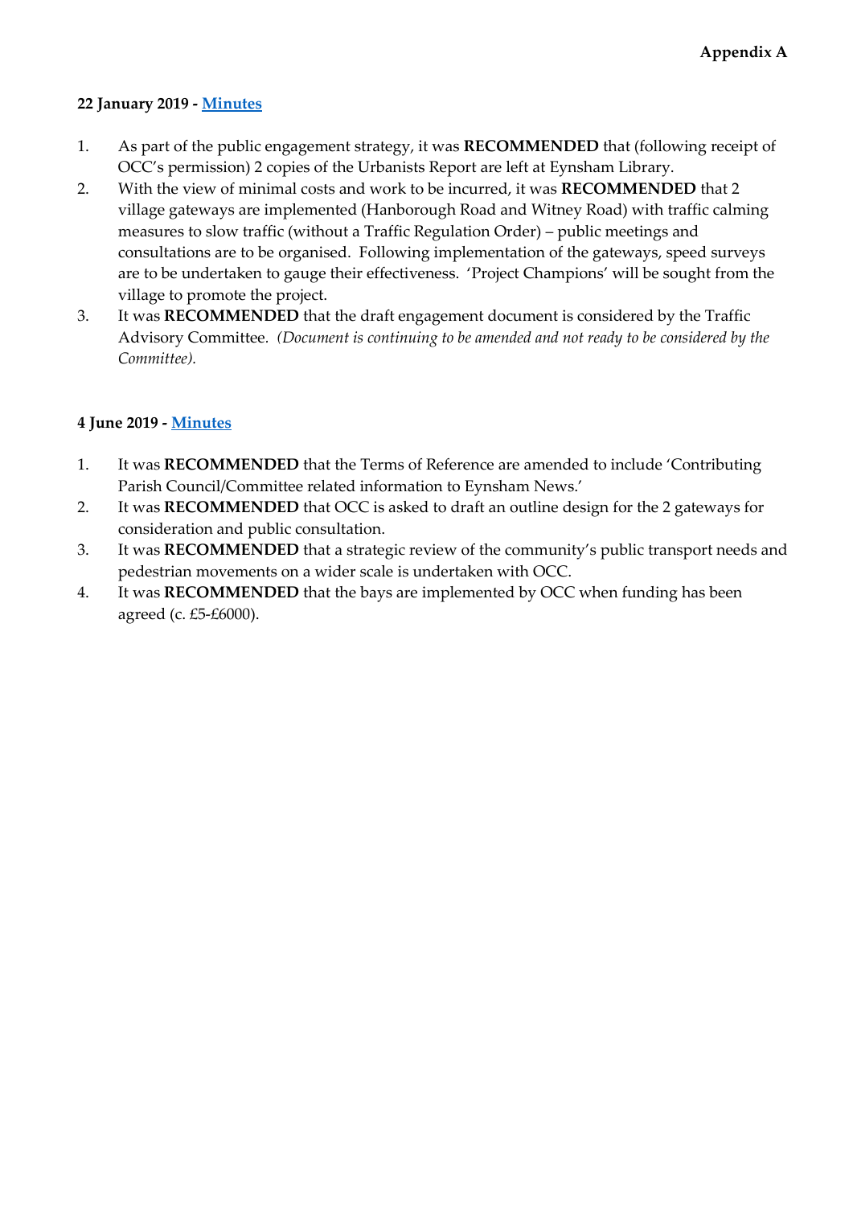**Appendix A**

**22 January 2019 - [Minutes]**

1. As part of the public engagement strategy, it was **RECOMMENDED** that (following receipt of OCC's permission) 2 copies of the Urbanists Report are left at Eynsham Library.
2. With the view of minimal costs and work to be incurred, it was **RECOMMENDED** that 2 village gateways are implemented (Hanborough Road and Witney Road) with traffic calming measures to slow traffic (without a Traffic Regulation Order) – public meetings and consultations are to be organised. Following implementation of the gateways, speed surveys are to be undertaken to gauge their effectiveness. 'Project Champions' will be sought from the village to promote the project.
3. It was **RECOMMENDED** that the draft engagement document is considered by the Traffic Advisory Committee. *(Document is continuing to be amended and not ready to be considered by the Committee).*

**4 June 2019 - [Minutes]**

1. It was **RECOMMENDED** that the Terms of Reference are amended to include 'Contributing Parish Council/Committee related information to Eynsham News.'
2. It was **RECOMMENDED** that OCC is asked to draft an outline design for the 2 gateways for consideration and public consultation.
3. It was **RECOMMENDED** that a strategic review of the community's public transport needs and pedestrian movements on a wider scale is undertaken with OCC.
4. It was **RECOMMENDED** that the bays are implemented by OCC when funding has been agreed (c. £5-£6000).